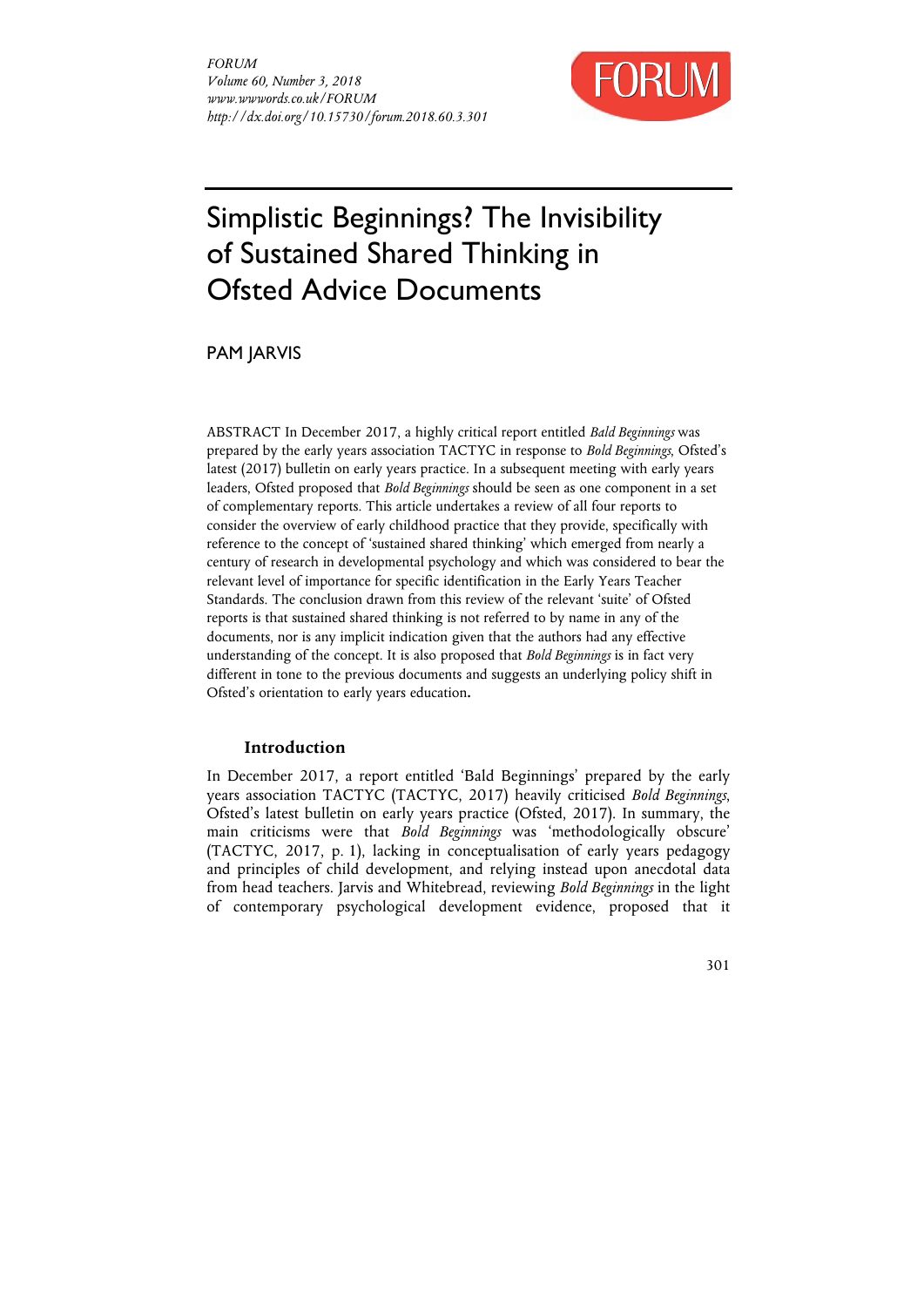# Simplistic Beginnings? The Invisibility of Sustained Shared Thinking in Ofsted Advice Documents

PAM JARVIS

ABSTRACT In December 2017, a highly critical report entitled *Bald Beginnings* was prepared by the early years association TACTYC in response to *Bold Beginnings*, Ofsted's latest (2017) bulletin on early years practice. In a subsequent meeting with early years leaders, Ofsted proposed that *Bold Beginnings* should be seen as one component in a set of complementary reports. This article undertakes a review of all four reports to consider the overview of early childhood practice that they provide, specifically with reference to the concept of 'sustained shared thinking' which emerged from nearly a century of research in developmental psychology and which was considered to bear the relevant level of importance for specific identification in the Early Years Teacher Standards. The conclusion drawn from this review of the relevant 'suite' of Ofsted reports is that sustained shared thinking is not referred to by name in any of the documents, nor is any implicit indication given that the authors had any effective understanding of the concept. It is also proposed that *Bold Beginnings* is in fact very different in tone to the previous documents and suggests an underlying policy shift in Ofsted's orientation to early years education**.**

## Introduction

In December 2017, a report entitled 'Bald Beginnings' prepared by the early years association TACTYC (TACTYC, 2017) heavily criticised *Bold Beginnings*, Ofsted's latest bulletin on early years practice (Ofsted, 2017). In summary, the main criticisms were that *Bold Beginnings* was 'methodologically obscure' (TACTYC, 2017, p. 1), lacking in conceptualisation of early years pedagogy and principles of child development, and relying instead upon anecdotal data from head teachers. Jarvis and Whitebread, reviewing *Bold Beginnings* in the light of contemporary psychological development evidence, proposed that it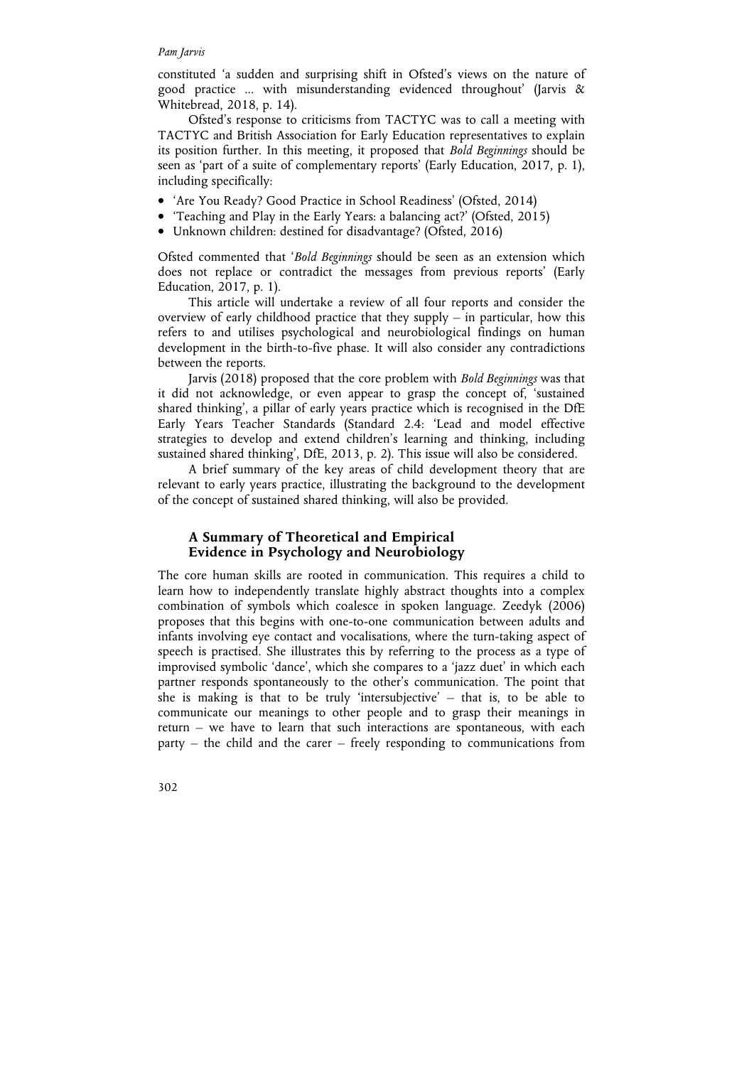constituted 'a sudden and surprising shift in Ofsted's views on the nature of good practice ... with misunderstanding evidenced throughout' (Jarvis & Whitebread, 2018, p. 14).

Ofsted's response to criticisms from TACTYC was to call a meeting with TACTYC and British Association for Early Education representatives to explain its position further. In this meeting, it proposed that *Bold Beginnings* should be seen as 'part of a suite of complementary reports' (Early Education, 2017, p. 1), including specifically:

- 'Are You Ready? Good Practice in School Readiness' (Ofsted, 2014)
- 'Teaching and Play in the Early Years: a balancing act?' (Ofsted, 2015)
- Unknown children: destined for disadvantage? (Ofsted, 2016)

Ofsted commented that '*Bold Beginnings* should be seen as an extension which does not replace or contradict the messages from previous reports' (Early Education, 2017, p. 1).

This article will undertake a review of all four reports and consider the overview of early childhood practice that they supply – in particular, how this refers to and utilises psychological and neurobiological findings on human development in the birth-to-five phase. It will also consider any contradictions between the reports.

Jarvis (2018) proposed that the core problem with *Bold Beginnings* was that it did not acknowledge, or even appear to grasp the concept of, 'sustained shared thinking', a pillar of early years practice which is recognised in the DfE Early Years Teacher Standards (Standard 2.4: 'Lead and model effective strategies to develop and extend children's learning and thinking, including sustained shared thinking', DfE, 2013, p. 2). This issue will also be considered.

A brief summary of the key areas of child development theory that are relevant to early years practice, illustrating the background to the development of the concept of sustained shared thinking, will also be provided.

## A Summary of Theoretical and Empirical Evidence in Psychology and Neurobiology

The core human skills are rooted in communication. This requires a child to learn how to independently translate highly abstract thoughts into a complex combination of symbols which coalesce in spoken language. Zeedyk (2006) proposes that this begins with one-to-one communication between adults and infants involving eye contact and vocalisations, where the turn-taking aspect of speech is practised. She illustrates this by referring to the process as a type of improvised symbolic 'dance', which she compares to a 'jazz duet' in which each partner responds spontaneously to the other's communication. The point that she is making is that to be truly 'intersubjective' – that is, to be able to communicate our meanings to other people and to grasp their meanings in return – we have to learn that such interactions are spontaneous, with each party – the child and the carer – freely responding to communications from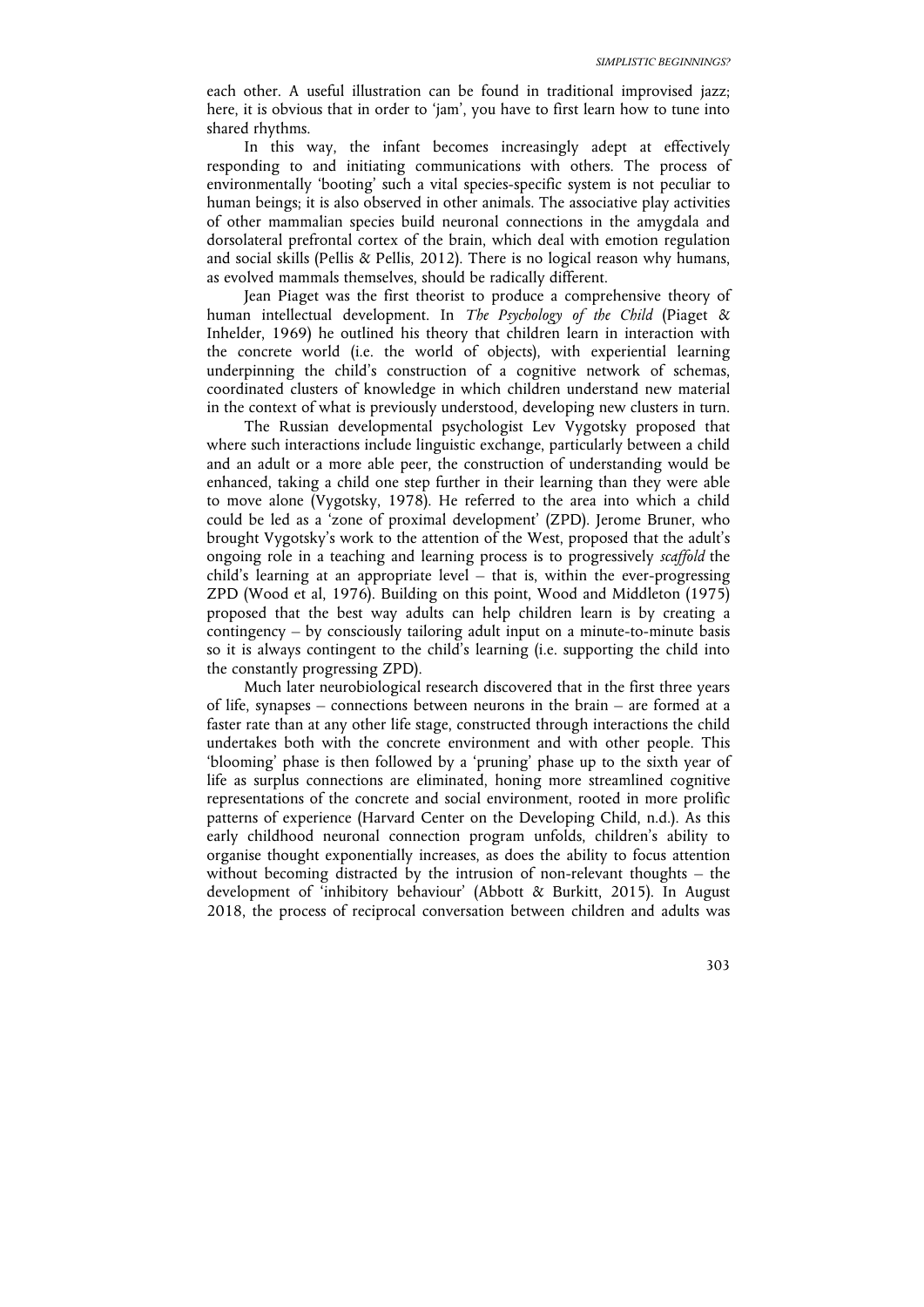each other. A useful illustration can be found in traditional improvised jazz; here, it is obvious that in order to 'jam', you have to first learn how to tune into shared rhythms.

In this way, the infant becomes increasingly adept at effectively responding to and initiating communications with others. The process of environmentally 'booting' such a vital species-specific system is not peculiar to human beings; it is also observed in other animals. The associative play activities of other mammalian species build neuronal connections in the amygdala and dorsolateral prefrontal cortex of the brain, which deal with emotion regulation and social skills (Pellis & Pellis, 2012). There is no logical reason why humans, as evolved mammals themselves, should be radically different.

Jean Piaget was the first theorist to produce a comprehensive theory of human intellectual development. In *The Psychology of the Child* (Piaget & Inhelder, 1969) he outlined his theory that children learn in interaction with the concrete world (i.e. the world of objects), with experiential learning underpinning the child's construction of a cognitive network of schemas, coordinated clusters of knowledge in which children understand new material in the context of what is previously understood, developing new clusters in turn.

The Russian developmental psychologist Lev Vygotsky proposed that where such interactions include linguistic exchange, particularly between a child and an adult or a more able peer, the construction of understanding would be enhanced, taking a child one step further in their learning than they were able to move alone (Vygotsky, 1978). He referred to the area into which a child could be led as a 'zone of proximal development' (ZPD). Jerome Bruner, who brought Vygotsky's work to the attention of the West, proposed that the adult's ongoing role in a teaching and learning process is to progressively *scaffold* the child's learning at an appropriate level – that is, within the ever-progressing ZPD (Wood et al, 1976). Building on this point, Wood and Middleton (1975) proposed that the best way adults can help children learn is by creating a contingency – by consciously tailoring adult input on a minute-to-minute basis so it is always contingent to the child's learning (i.e. supporting the child into the constantly progressing ZPD).

Much later neurobiological research discovered that in the first three years of life, synapses – connections between neurons in the brain – are formed at a faster rate than at any other life stage, constructed through interactions the child undertakes both with the concrete environment and with other people. This 'blooming' phase is then followed by a 'pruning' phase up to the sixth year of life as surplus connections are eliminated, honing more streamlined cognitive representations of the concrete and social environment, rooted in more prolific patterns of experience (Harvard Center on the Developing Child, n.d.). As this early childhood neuronal connection program unfolds, children's ability to organise thought exponentially increases, as does the ability to focus attention without becoming distracted by the intrusion of non-relevant thoughts – the development of 'inhibitory behaviour' (Abbott & Burkitt, 2015). In August 2018, the process of reciprocal conversation between children and adults was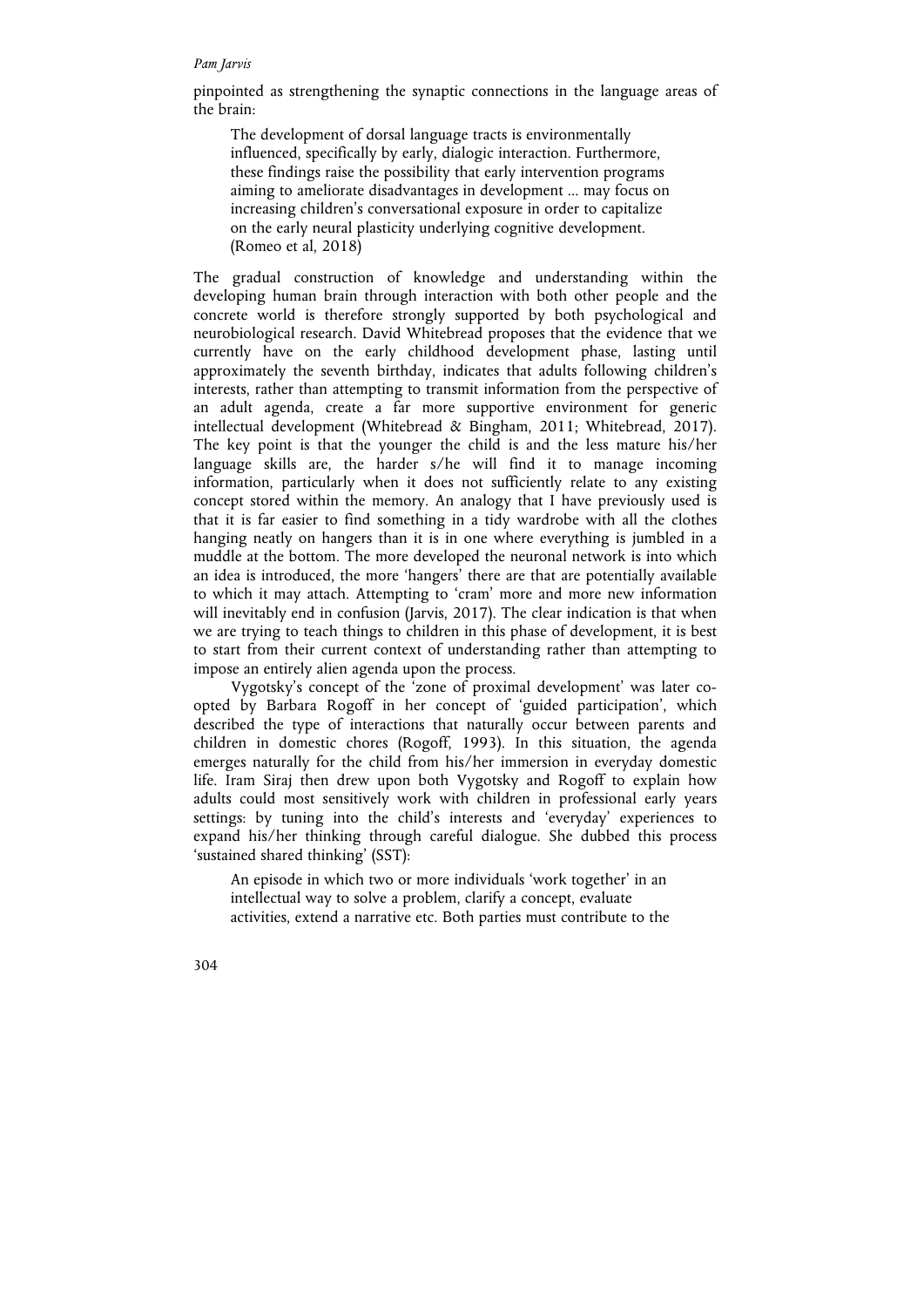pinpointed as strengthening the synaptic connections in the language areas of the brain:

> The development of dorsal language tracts is environmentally influenced, specifically by early, dialogic interaction. Furthermore, these findings raise the possibility that early intervention programs aiming to ameliorate disadvantages in development ... may focus on increasing children's conversational exposure in order to capitalize on the early neural plasticity underlying cognitive development. (Romeo et al, 2018)

The gradual construction of knowledge and understanding within the developing human brain through interaction with both other people and the concrete world is therefore strongly supported by both psychological and neurobiological research. David Whitebread proposes that the evidence that we currently have on the early childhood development phase, lasting until approximately the seventh birthday, indicates that adults following children's interests, rather than attempting to transmit information from the perspective of an adult agenda, create a far more supportive environment for generic intellectual development (Whitebread & Bingham, 2011; Whitebread, 2017). The key point is that the younger the child is and the less mature his/her language skills are, the harder s/he will find it to manage incoming information, particularly when it does not sufficiently relate to any existing concept stored within the memory. An analogy that I have previously used is that it is far easier to find something in a tidy wardrobe with all the clothes hanging neatly on hangers than it is in one where everything is jumbled in a muddle at the bottom. The more developed the neuronal network is into which an idea is introduced, the more 'hangers' there are that are potentially available to which it may attach. Attempting to 'cram' more and more new information will inevitably end in confusion (Jarvis, 2017). The clear indication is that when we are trying to teach things to children in this phase of development, it is best to start from their current context of understanding rather than attempting to impose an entirely alien agenda upon the process.

Vygotsky's concept of the 'zone of proximal development' was later co-opted by Barbara Rogoff in her concept of 'guided participation', which described the type of interactions that naturally occur between parents and children in domestic chores (Rogoff, 1993). In this situation, the agenda emerges naturally for the child from his/her immersion in everyday domestic life. Iram Siraj then drew upon both Vygotsky and Rogoff to explain how adults could most sensitively work with children in professional early years settings: by tuning into the child's interests and 'everyday' experiences to expand his/her thinking through careful dialogue. She dubbed this process 'sustained shared thinking' (SST):

> An episode in which two or more individuals 'work together' in an intellectual way to solve a problem, clarify a concept, evaluate activities, extend a narrative etc. Both parties must contribute to the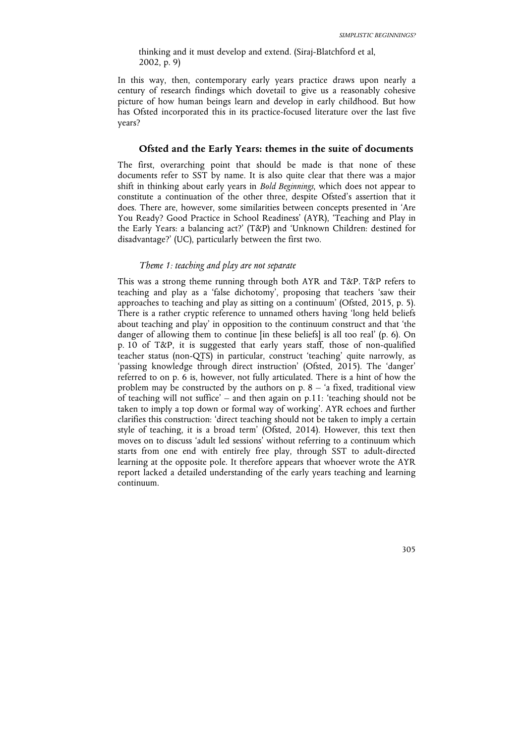> thinking and it must develop and extend. (Siraj-Blatchford et al, 2002, p. 9)

In this way, then, contemporary early years practice draws upon nearly a century of research findings which dovetail to give us a reasonably cohesive picture of how human beings learn and develop in early childhood. But how has Ofsted incorporated this in its practice-focused literature over the last five years?

## Ofsted and the Early Years: themes in the suite of documents

The first, overarching point that should be made is that none of these documents refer to SST by name. It is also quite clear that there was a major shift in thinking about early years in *Bold Beginnings*, which does not appear to constitute a continuation of the other three, despite Ofsted's assertion that it does. There are, however, some similarities between concepts presented in 'Are You Ready? Good Practice in School Readiness' (AYR), 'Teaching and Play in the Early Years: a balancing act?' (T&P) and 'Unknown Children: destined for disadvantage?' (UC), particularly between the first two.

### *Theme 1: teaching and play are not separate*

This was a strong theme running through both AYR and T&P. T&P refers to teaching and play as a 'false dichotomy', proposing that teachers 'saw their approaches to teaching and play as sitting on a continuum' (Ofsted, 2015, p. 5). There is a rather cryptic reference to unnamed others having 'long held beliefs about teaching and play' in opposition to the continuum construct and that 'the danger of allowing them to continue [in these beliefs] is all too real' (p. 6). On p. 10 of T&P, it is suggested that early years staff, those of non-qualified teacher status (non-QTS) in particular, construct 'teaching' quite narrowly, as 'passing knowledge through direct instruction' (Ofsted, 2015). The 'danger' referred to on p. 6 is, however, not fully articulated. There is a hint of how the problem may be constructed by the authors on p. 8 – 'a fixed, traditional view of teaching will not suffice' – and then again on p.11: 'teaching should not be taken to imply a top down or formal way of working'. AYR echoes and further clarifies this construction: 'direct teaching should not be taken to imply a certain style of teaching, it is a broad term' (Ofsted, 2014). However, this text then moves on to discuss 'adult led sessions' without referring to a continuum which starts from one end with entirely free play, through SST to adult-directed learning at the opposite pole. It therefore appears that whoever wrote the AYR report lacked a detailed understanding of the early years teaching and learning continuum.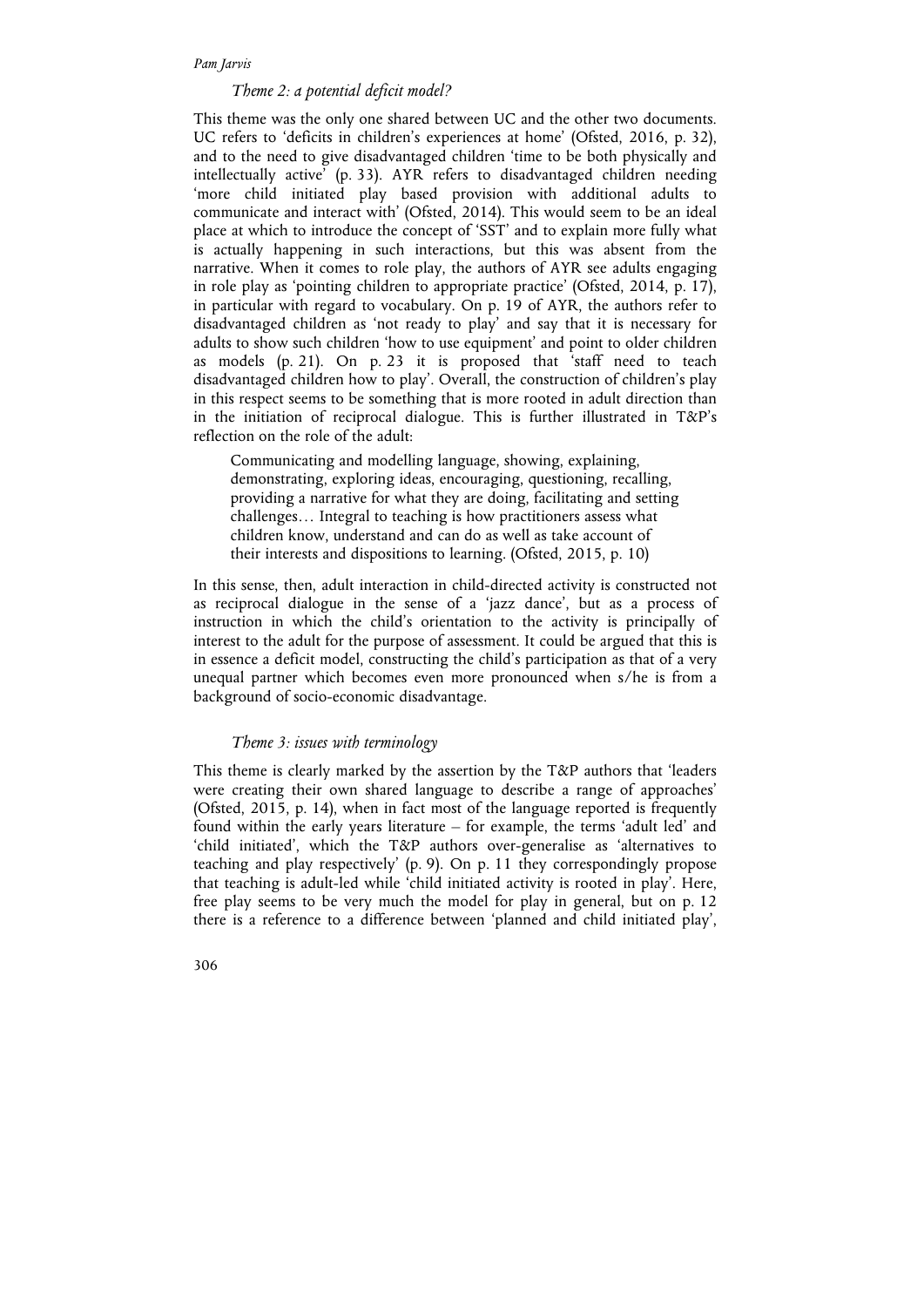### *Theme 2: a potential deficit model?*

This theme was the only one shared between UC and the other two documents. UC refers to 'deficits in children's experiences at home' (Ofsted, 2016, p. 32), and to the need to give disadvantaged children 'time to be both physically and intellectually active' (p. 33). AYR refers to disadvantaged children needing 'more child initiated play based provision with additional adults to communicate and interact with' (Ofsted, 2014). This would seem to be an ideal place at which to introduce the concept of 'SST' and to explain more fully what is actually happening in such interactions, but this was absent from the narrative. When it comes to role play, the authors of AYR see adults engaging in role play as 'pointing children to appropriate practice' (Ofsted, 2014, p. 17), in particular with regard to vocabulary. On p. 19 of AYR, the authors refer to disadvantaged children as 'not ready to play' and say that it is necessary for adults to show such children 'how to use equipment' and point to older children as models (p. 21). On p. 23 it is proposed that 'staff need to teach disadvantaged children how to play'. Overall, the construction of children's play in this respect seems to be something that is more rooted in adult direction than in the initiation of reciprocal dialogue. This is further illustrated in T&P's reflection on the role of the adult:

> Communicating and modelling language, showing, explaining, demonstrating, exploring ideas, encouraging, questioning, recalling, providing a narrative for what they are doing, facilitating and setting challenges… Integral to teaching is how practitioners assess what children know, understand and can do as well as take account of their interests and dispositions to learning. (Ofsted, 2015, p. 10)

In this sense, then, adult interaction in child-directed activity is constructed not as reciprocal dialogue in the sense of a 'jazz dance', but as a process of instruction in which the child's orientation to the activity is principally of interest to the adult for the purpose of assessment. It could be argued that this is in essence a deficit model, constructing the child's participation as that of a very unequal partner which becomes even more pronounced when s/he is from a background of socio-economic disadvantage.

### *Theme 3: issues with terminology*

This theme is clearly marked by the assertion by the T&P authors that 'leaders were creating their own shared language to describe a range of approaches' (Ofsted, 2015, p. 14), when in fact most of the language reported is frequently found within the early years literature – for example, the terms 'adult led' and 'child initiated', which the T&P authors over-generalise as 'alternatives to teaching and play respectively' (p. 9). On p. 11 they correspondingly propose that teaching is adult-led while 'child initiated activity is rooted in play'. Here, free play seems to be very much the model for play in general, but on p. 12 there is a reference to a difference between 'planned and child initiated play',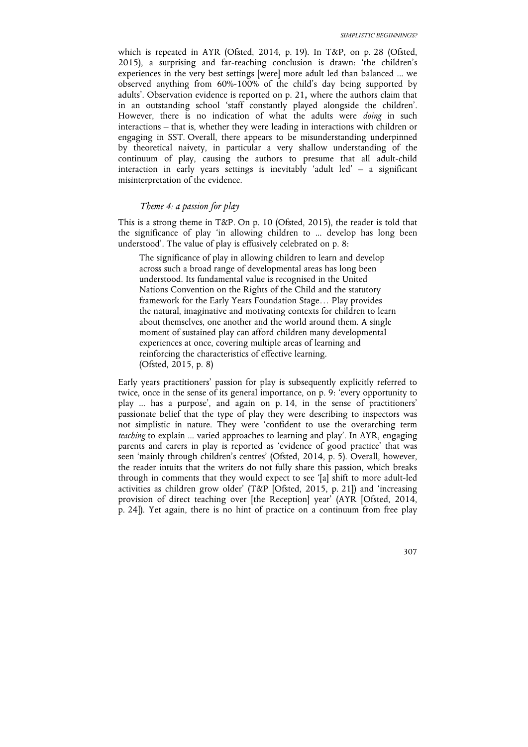which is repeated in AYR (Ofsted, 2014, p. 19). In T&P, on p. 28 (Ofsted, 2015), a surprising and far-reaching conclusion is drawn: 'the children's experiences in the very best settings [were] more adult led than balanced ... we observed anything from 60%-100% of the child's day being supported by adults'. Observation evidence is reported on p. 21, where the authors claim that in an outstanding school 'staff constantly played alongside the children'. However, there is no indication of what the adults were *doing* in such interactions – that is, whether they were leading in interactions with children or engaging in SST. Overall, there appears to be misunderstanding underpinned by theoretical naivety, in particular a very shallow understanding of the continuum of play, causing the authors to presume that all adult-child interaction in early years settings is inevitably 'adult led' – a significant misinterpretation of the evidence.

### *Theme 4: a passion for play*

This is a strong theme in T&P. On p. 10 (Ofsted, 2015), the reader is told that the significance of play 'in allowing children to ... develop has long been understood'. The value of play is effusively celebrated on p. 8:

> The significance of play in allowing children to learn and develop across such a broad range of developmental areas has long been understood. Its fundamental value is recognised in the United Nations Convention on the Rights of the Child and the statutory framework for the Early Years Foundation Stage… Play provides the natural, imaginative and motivating contexts for children to learn about themselves, one another and the world around them. A single moment of sustained play can afford children many developmental experiences at once, covering multiple areas of learning and reinforcing the characteristics of effective learning.
> (Ofsted, 2015, p. 8)

Early years practitioners' passion for play is subsequently explicitly referred to twice, once in the sense of its general importance, on p. 9: 'every opportunity to play ... has a purpose', and again on p. 14, in the sense of practitioners' passionate belief that the type of play they were describing to inspectors was not simplistic in nature. They were 'confident to use the overarching term *teaching* to explain ... varied approaches to learning and play'. In AYR, engaging parents and carers in play is reported as 'evidence of good practice' that was seen 'mainly through children's centres' (Ofsted, 2014, p. 5). Overall, however, the reader intuits that the writers do not fully share this passion, which breaks through in comments that they would expect to see '[a] shift to more adult-led activities as children grow older' (T&P [Ofsted, 2015, p. 21]) and 'increasing provision of direct teaching over [the Reception] year' (AYR [Ofsted, 2014, p. 24]). Yet again, there is no hint of practice on a continuum from free play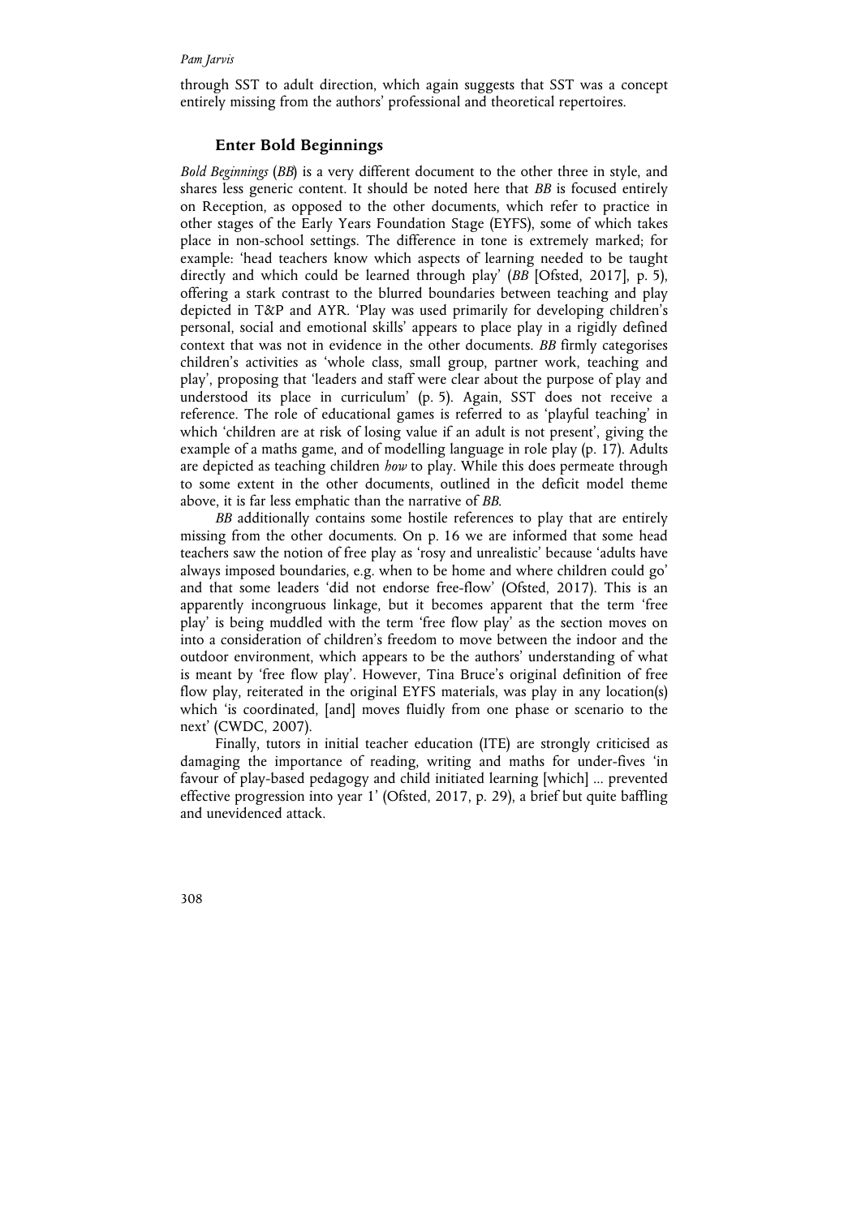through SST to adult direction, which again suggests that SST was a concept entirely missing from the authors' professional and theoretical repertoires.

## Enter Bold Beginnings

*Bold Beginnings* (*BB*) is a very different document to the other three in style, and shares less generic content. It should be noted here that *BB* is focused entirely on Reception, as opposed to the other documents, which refer to practice in other stages of the Early Years Foundation Stage (EYFS), some of which takes place in non-school settings. The difference in tone is extremely marked; for example: 'head teachers know which aspects of learning needed to be taught directly and which could be learned through play' (*BB* [Ofsted, 2017], p. 5), offering a stark contrast to the blurred boundaries between teaching and play depicted in T&P and AYR. 'Play was used primarily for developing children's personal, social and emotional skills' appears to place play in a rigidly defined context that was not in evidence in the other documents. *BB* firmly categorises children's activities as 'whole class, small group, partner work, teaching and play', proposing that 'leaders and staff were clear about the purpose of play and understood its place in curriculum' (p. 5). Again, SST does not receive a reference. The role of educational games is referred to as 'playful teaching' in which 'children are at risk of losing value if an adult is not present', giving the example of a maths game, and of modelling language in role play (p. 17). Adults are depicted as teaching children *how* to play. While this does permeate through to some extent in the other documents, outlined in the deficit model theme above, it is far less emphatic than the narrative of *BB*.

*BB* additionally contains some hostile references to play that are entirely missing from the other documents. On p. 16 we are informed that some head teachers saw the notion of free play as 'rosy and unrealistic' because 'adults have always imposed boundaries, e.g. when to be home and where children could go' and that some leaders 'did not endorse free-flow' (Ofsted, 2017). This is an apparently incongruous linkage, but it becomes apparent that the term 'free play' is being muddled with the term 'free flow play' as the section moves on into a consideration of children's freedom to move between the indoor and the outdoor environment, which appears to be the authors' understanding of what is meant by 'free flow play'. However, Tina Bruce's original definition of free flow play, reiterated in the original EYFS materials, was play in any location(s) which 'is coordinated, [and] moves fluidly from one phase or scenario to the next' (CWDC, 2007).

Finally, tutors in initial teacher education (ITE) are strongly criticised as damaging the importance of reading, writing and maths for under-fives 'in favour of play-based pedagogy and child initiated learning [which] ... prevented effective progression into year 1' (Ofsted, 2017, p. 29), a brief but quite baffling and unevidenced attack.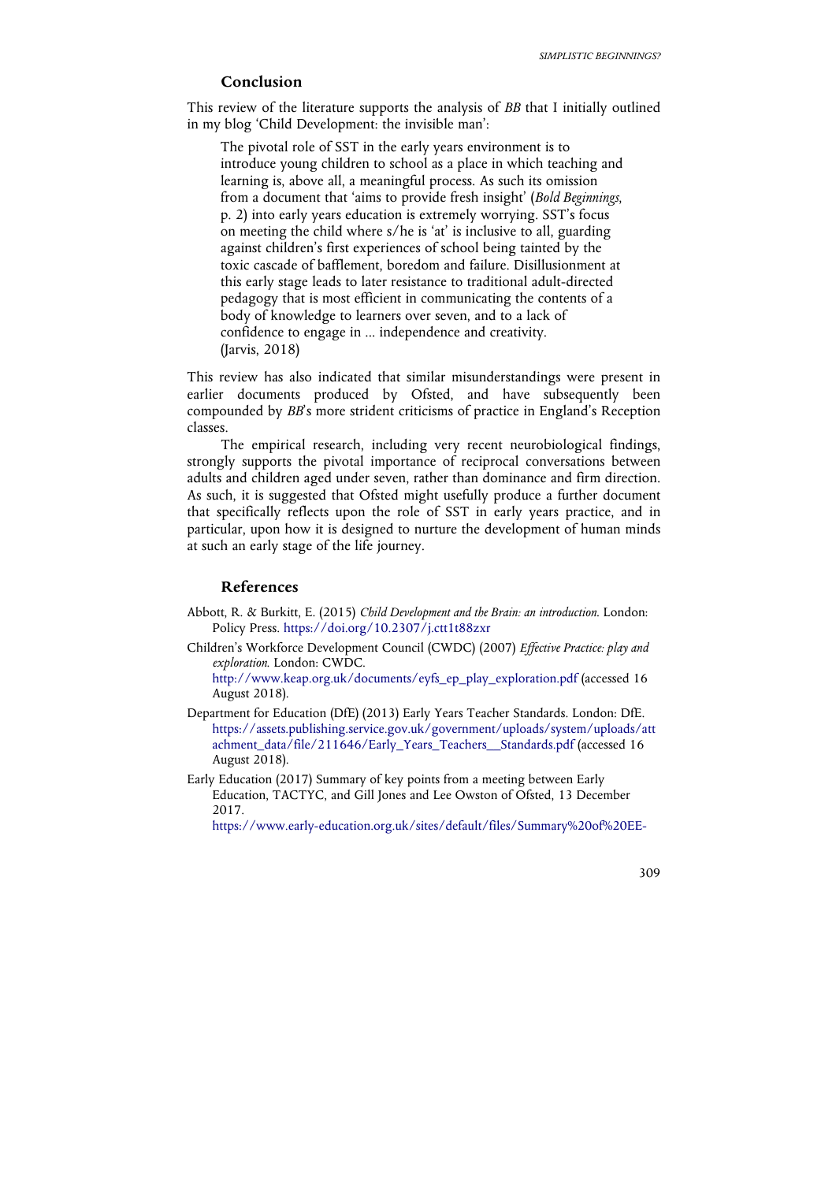## Conclusion

This review of the literature supports the analysis of *BB* that I initially outlined in my blog 'Child Development: the invisible man':

> The pivotal role of SST in the early years environment is to introduce young children to school as a place in which teaching and learning is, above all, a meaningful process. As such its omission from a document that 'aims to provide fresh insight' (*Bold Beginnings*, p. 2) into early years education is extremely worrying. SST's focus on meeting the child where s/he is 'at' is inclusive to all, guarding against children's first experiences of school being tainted by the toxic cascade of bafflement, boredom and failure. Disillusionment at this early stage leads to later resistance to traditional adult-directed pedagogy that is most efficient in communicating the contents of a body of knowledge to learners over seven, and to a lack of confidence to engage in ... independence and creativity.
> (Jarvis, 2018)

This review has also indicated that similar misunderstandings were present in earlier documents produced by Ofsted, and have subsequently been compounded by *BB*'s more strident criticisms of practice in England's Reception classes.

The empirical research, including very recent neurobiological findings, strongly supports the pivotal importance of reciprocal conversations between adults and children aged under seven, rather than dominance and firm direction. As such, it is suggested that Ofsted might usefully produce a further document that specifically reflects upon the role of SST in early years practice, and in particular, upon how it is designed to nurture the development of human minds at such an early stage of the life journey.

## References

Abbott, R. & Burkitt, E. (2015) *Child Development and the Brain: an introduction.* London: Policy Press. https://doi.org/10.2307/j.ctt1t88zxr

Children's Workforce Development Council (CWDC) (2007) *Effective Practice: play and exploration.* London: CWDC. http://www.keap.org.uk/documents/eyfs_ep_play_exploration.pdf (accessed 16 August 2018).

Department for Education (DfE) (2013) Early Years Teacher Standards. London: DfE. https://assets.publishing.service.gov.uk/government/uploads/system/uploads/attachment_data/file/211646/Early_Years_Teachers__Standards.pdf (accessed 16 August 2018).

Early Education (2017) Summary of key points from a meeting between Early Education, TACTYC, and Gill Jones and Lee Owston of Ofsted, 13 December 2017. https://www.early-education.org.uk/sites/default/files/Summary%20of%20EE-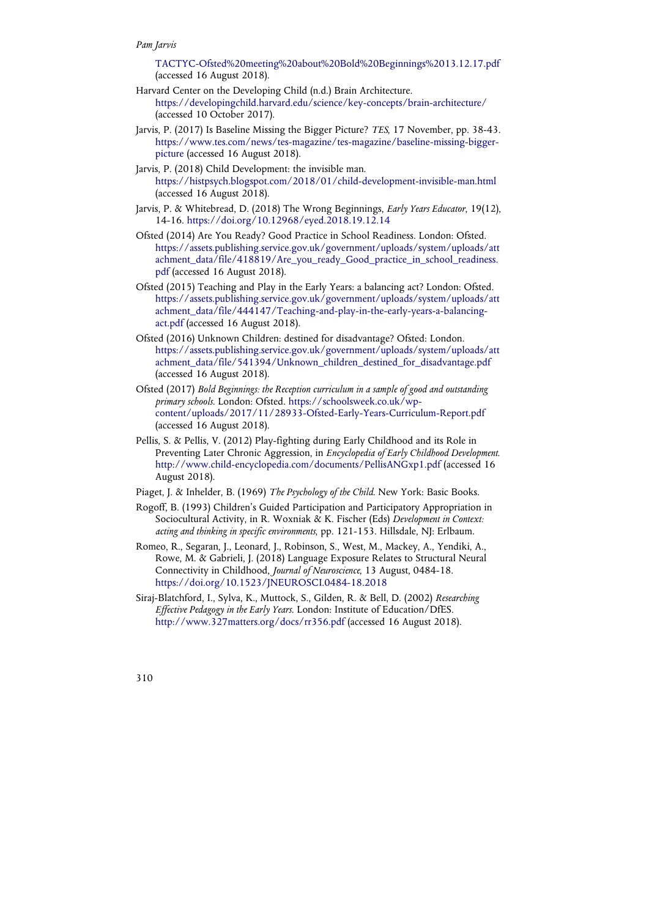TACTYC-Ofsted%20meeting%20about%20Bold%20Beginnings%2013.12.17.pdf (accessed 16 August 2018).

Harvard Center on the Developing Child (n.d.) Brain Architecture. https://developingchild.harvard.edu/science/key-concepts/brain-architecture/ (accessed 10 October 2017).

Jarvis, P. (2017) Is Baseline Missing the Bigger Picture? *TES*, 17 November, pp. 38-43. https://www.tes.com/news/tes-magazine/tes-magazine/baseline-missing-bigger-picture (accessed 16 August 2018).

Jarvis, P. (2018) Child Development: the invisible man. https://histpsych.blogspot.com/2018/01/child-development-invisible-man.html (accessed 16 August 2018).

Jarvis, P. & Whitebread, D. (2018) The Wrong Beginnings, *Early Years Educator*, 19(12), 14-16. https://doi.org/10.12968/eyed.2018.19.12.14

Ofsted (2014) Are You Ready? Good Practice in School Readiness. London: Ofsted. https://assets.publishing.service.gov.uk/government/uploads/system/uploads/attachment_data/file/418819/Are_you_ready_Good_practice_in_school_readiness.pdf (accessed 16 August 2018).

Ofsted (2015) Teaching and Play in the Early Years: a balancing act? London: Ofsted. https://assets.publishing.service.gov.uk/government/uploads/system/uploads/attachment_data/file/444147/Teaching-and-play-in-the-early-years-a-balancing-act.pdf (accessed 16 August 2018).

Ofsted (2016) Unknown Children: destined for disadvantage? Ofsted: London. https://assets.publishing.service.gov.uk/government/uploads/system/uploads/attachment_data/file/541394/Unknown_children_destined_for_disadvantage.pdf (accessed 16 August 2018).

Ofsted (2017) *Bold Beginnings: the Reception curriculum in a sample of good and outstanding primary schools*. London: Ofsted. https://schoolsweek.co.uk/wp-content/uploads/2017/11/28933-Ofsted-Early-Years-Curriculum-Report.pdf (accessed 16 August 2018).

Pellis, S. & Pellis, V. (2012) Play-fighting during Early Childhood and its Role in Preventing Later Chronic Aggression, in *Encyclopedia of Early Childhood Development*. http://www.child-encyclopedia.com/documents/PellisANGxp1.pdf (accessed 16 August 2018).

Piaget, J. & Inhelder, B. (1969) *The Psychology of the Child*. New York: Basic Books.

Rogoff, B. (1993) Children's Guided Participation and Participatory Appropriation in Sociocultural Activity, in R. Woxniak & K. Fischer (Eds) *Development in Context: acting and thinking in specific environments*, pp. 121-153. Hillsdale, NJ: Erlbaum.

Romeo, R., Segaran, J., Leonard, J., Robinson, S., West, M., Mackey, A., Yendiki, A., Rowe, M. & Gabrieli, J. (2018) Language Exposure Relates to Structural Neural Connectivity in Childhood, *Journal of Neuroscience*, 13 August, 0484-18. https://doi.org/10.1523/JNEUROSCI.0484-18.2018

Siraj-Blatchford, I., Sylva, K., Muttock, S., Gilden, R. & Bell, D. (2002) *Researching Effective Pedagogy in the Early Years*. London: Institute of Education/DfES. http://www.327matters.org/docs/rr356.pdf (accessed 16 August 2018).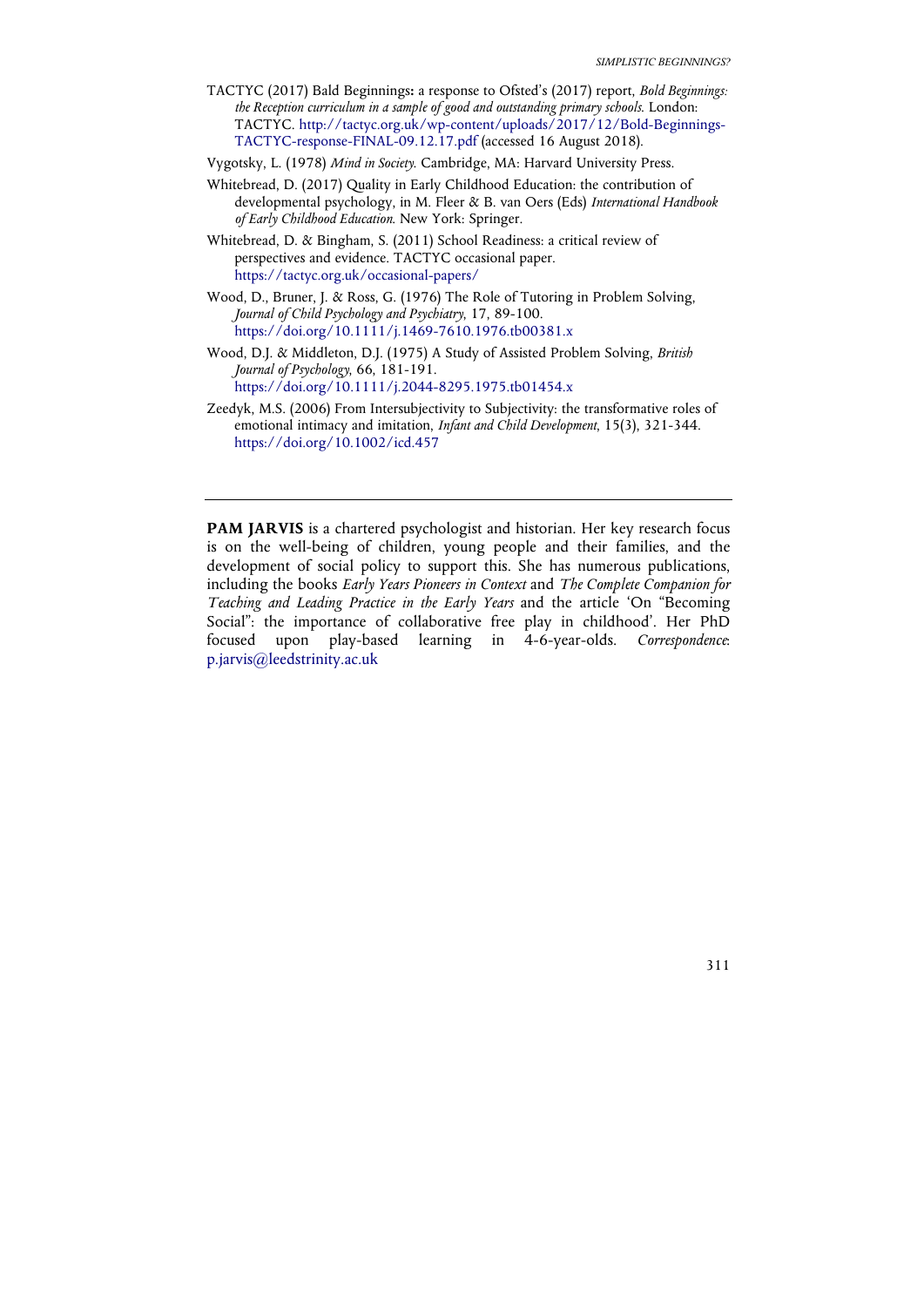TACTYC (2017) Bald Beginnings**:** a response to Ofsted's (2017) report, *Bold Beginnings: the Reception curriculum in a sample of good and outstanding primary schools.* London: TACTYC. http://tactyc.org.uk/wp-content/uploads/2017/12/Bold-Beginnings-TACTYC-response-FINAL-09.12.17.pdf (accessed 16 August 2018).

Vygotsky, L. (1978) *Mind in Society.* Cambridge, MA: Harvard University Press.

Whitebread, D. (2017) Quality in Early Childhood Education: the contribution of developmental psychology, in M. Fleer & B. van Oers (Eds) *International Handbook of Early Childhood Education.* New York: Springer.

Whitebread, D. & Bingham, S. (2011) School Readiness: a critical review of perspectives and evidence. TACTYC occasional paper. https://tactyc.org.uk/occasional-papers/

Wood, D., Bruner, J. & Ross, G. (1976) The Role of Tutoring in Problem Solving, *Journal of Child Psychology and Psychiatry,* 17, 89-100. https://doi.org/10.1111/j.1469-7610.1976.tb00381.x

Wood, D.J. & Middleton, D.J. (1975) A Study of Assisted Problem Solving, *British Journal of Psychology,* 66, 181-191. https://doi.org/10.1111/j.2044-8295.1975.tb01454.x

Zeedyk, M.S. (2006) From Intersubjectivity to Subjectivity: the transformative roles of emotional intimacy and imitation, *Infant and Child Development*, 15(3), 321-344. https://doi.org/10.1002/icd.457

---

**PAM JARVIS** is a chartered psychologist and historian. Her key research focus is on the well-being of children, young people and their families, and the development of social policy to support this. She has numerous publications, including the books *Early Years Pioneers in Context* and *The Complete Companion for Teaching and Leading Practice in the Early Years* and the article 'On "Becoming Social": the importance of collaborative free play in childhood'. Her PhD focused upon play-based learning in 4-6-year-olds. *Correspondence*: p.jarvis@leedstrinity.ac.uk